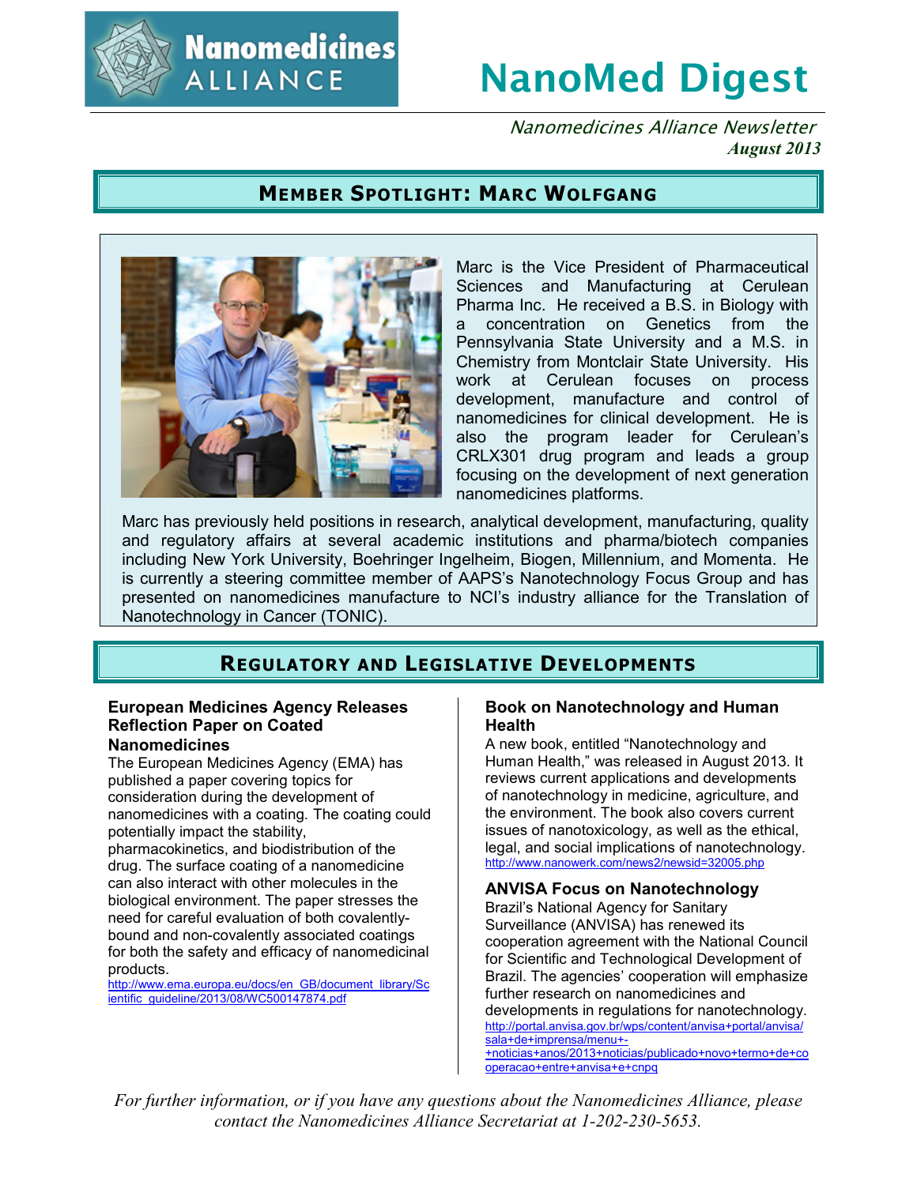# Nanomedicines ALLIANCE

# NanoMed Digest

*Nanomedicines Alliance Newsletter*
***August 2013***

## MEMBER SPOTLIGHT: MARC WOLFGANG

Marc is the Vice President of Pharmaceutical Sciences and Manufacturing at Cerulean Pharma Inc. He received a B.S. in Biology with a concentration on Genetics from the Pennsylvania State University and a M.S. in Chemistry from Montclair State University. His work at Cerulean focuses on process development, manufacture and control of nanomedicines for clinical development. He is also the program leader for Cerulean's CRLX301 drug program and leads a group focusing on the development of next generation nanomedicines platforms.

Marc has previously held positions in research, analytical development, manufacturing, quality and regulatory affairs at several academic institutions and pharma/biotech companies including New York University, Boehringer Ingelheim, Biogen, Millennium, and Momenta. He is currently a steering committee member of AAPS's Nanotechnology Focus Group and has presented on nanomedicines manufacture to NCI's industry alliance for the Translation of Nanotechnology in Cancer (TONIC).

## REGULATORY AND LEGISLATIVE DEVELOPMENTS

### European Medicines Agency Releases Reflection Paper on Coated Nanomedicines

The European Medicines Agency (EMA) has published a paper covering topics for consideration during the development of nanomedicines with a coating. The coating could potentially impact the stability, pharmacokinetics, and biodistribution of the drug. The surface coating of a nanomedicine can also interact with other molecules in the biological environment. The paper stresses the need for careful evaluation of both covalently-bound and non-covalently associated coatings for both the safety and efficacy of nanomedicinal products.

http://www.ema.europa.eu/docs/en_GB/document_library/Scientific_guideline/2013/08/WC500147874.pdf

### Book on Nanotechnology and Human Health

A new book, entitled "Nanotechnology and Human Health," was released in August 2013. It reviews current applications and developments of nanotechnology in medicine, agriculture, and the environment. The book also covers current issues of nanotoxicology, as well as the ethical, legal, and social implications of nanotechnology.

http://www.nanowerk.com/news2/newsid=32005.php

### ANVISA Focus on Nanotechnology

Brazil's National Agency for Sanitary Surveillance (ANVISA) has renewed its cooperation agreement with the National Council for Scientific and Technological Development of Brazil. The agencies' cooperation will emphasize further research on nanomedicines and developments in regulations for nanotechnology.

http://portal.anvisa.gov.br/wps/content/anvisa+portal/anvisa/sala+de+imprensa/menu+-+noticias+anos/2013+noticias/publicado+novo+termo+de+cooperacao+entre+anvisa+e+cnpq

*For further information, or if you have any questions about the Nanomedicines Alliance, please contact the Nanomedicines Alliance Secretariat at 1-202-230-5653.*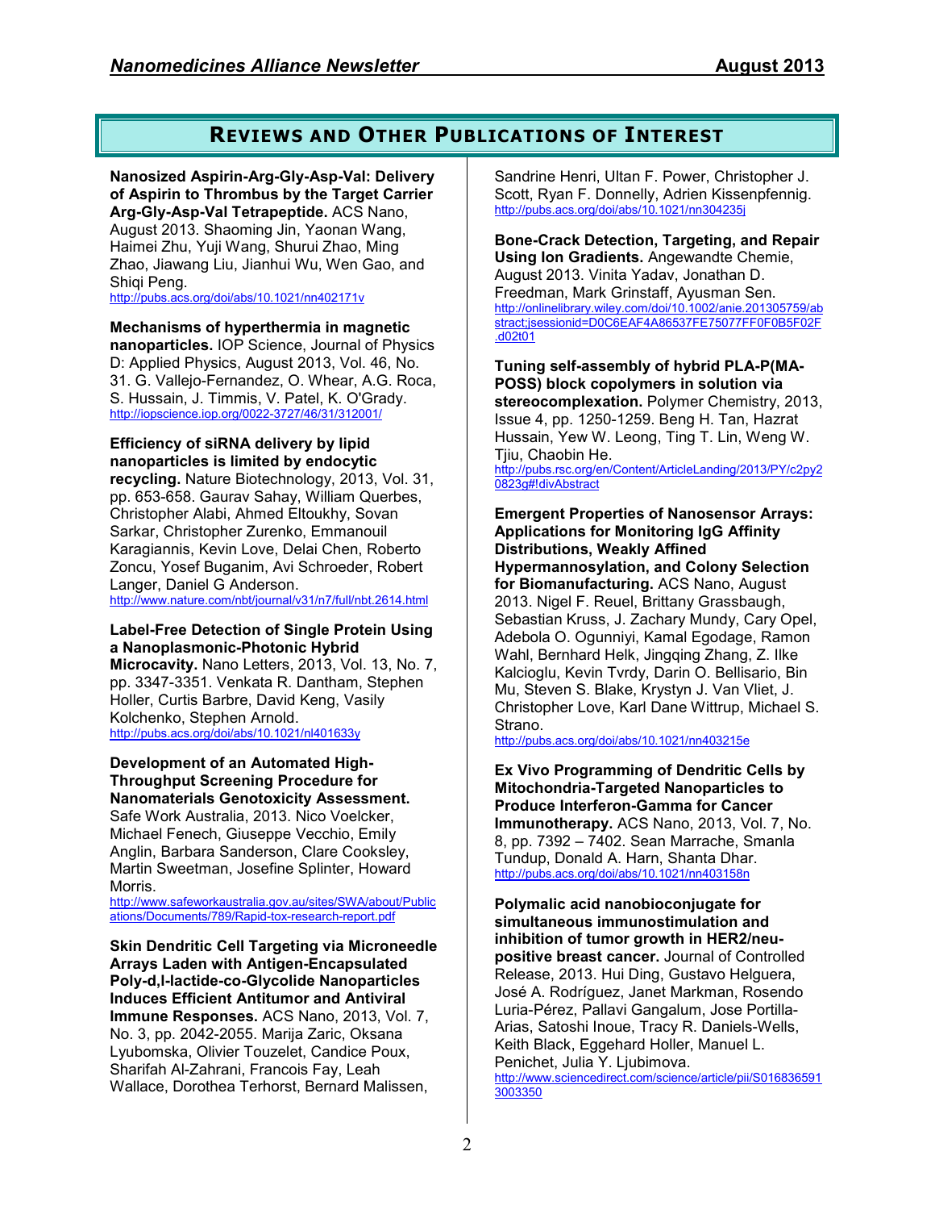## Reviews and Other Publications of Interest

**Nanosized Aspirin-Arg-Gly-Asp-Val: Delivery of Aspirin to Thrombus by the Target Carrier Arg-Gly-Asp-Val Tetrapeptide.** ACS Nano, August 2013. Shaoming Jin, Yaonan Wang, Haimei Zhu, Yuji Wang, Shurui Zhao, Ming Zhao, Jiawang Liu, Jianhui Wu, Wen Gao, and Shiqi Peng.
http://pubs.acs.org/doi/abs/10.1021/nn402171v

**Mechanisms of hyperthermia in magnetic nanoparticles.** IOP Science, Journal of Physics D: Applied Physics, August 2013, Vol. 46, No. 31. G. Vallejo-Fernandez, O. Whear, A.G. Roca, S. Hussain, J. Timmis, V. Patel, K. O'Grady.
http://iopscience.iop.org/0022-3727/46/31/312001/

**Efficiency of siRNA delivery by lipid nanoparticles is limited by endocytic recycling.** Nature Biotechnology, 2013, Vol. 31, pp. 653-658. Gaurav Sahay, William Querbes, Christopher Alabi, Ahmed Eltoukhy, Sovan Sarkar, Christopher Zurenko, Emmanouil Karagiannis, Kevin Love, Delai Chen, Roberto Zoncu, Yosef Buganim, Avi Schroeder, Robert Langer, Daniel G Anderson.
http://www.nature.com/nbt/journal/v31/n7/full/nbt.2614.html

**Label-Free Detection of Single Protein Using a Nanoplasmonic-Photonic Hybrid Microcavity.** Nano Letters, 2013, Vol. 13, No. 7, pp. 3347-3351. Venkata R. Dantham, Stephen Holler, Curtis Barbre, David Keng, Vasily Kolchenko, Stephen Arnold.
http://pubs.acs.org/doi/abs/10.1021/nl401633y

**Development of an Automated High-Throughput Screening Procedure for Nanomaterials Genotoxicity Assessment.** Safe Work Australia, 2013. Nico Voelcker, Michael Fenech, Giuseppe Vecchio, Emily Anglin, Barbara Sanderson, Clare Cooksley, Martin Sweetman, Josefine Splinter, Howard Morris.
http://www.safeworkaustralia.gov.au/sites/SWA/about/Publications/Documents/789/Rapid-tox-research-report.pdf

**Skin Dendritic Cell Targeting via Microneedle Arrays Laden with Antigen-Encapsulated Poly-d,l-lactide-co-Glycolide Nanoparticles Induces Efficient Antitumor and Antiviral Immune Responses.** ACS Nano, 2013, Vol. 7, No. 3, pp. 2042-2055. Marija Zaric, Oksana Lyubomska, Olivier Touzelet, Candice Poux, Sharifah Al-Zahrani, Francois Fay, Leah Wallace, Dorothea Terhorst, Bernard Malissen, Sandrine Henri, Ultan F. Power, Christopher J. Scott, Ryan F. Donnelly, Adrien Kissenpfennig.
http://pubs.acs.org/doi/abs/10.1021/nn304235j

**Bone-Crack Detection, Targeting, and Repair Using Ion Gradients.** Angewandte Chemie, August 2013. Vinita Yadav, Jonathan D. Freedman, Mark Grinstaff, Ayusman Sen.
http://onlinelibrary.wiley.com/doi/10.1002/anie.201305759/abstract;jsessionid=D0C6EAF4A86537FE75077FF0F0B5F02F.d02t01

**Tuning self-assembly of hybrid PLA-P(MA-POSS) block copolymers in solution via stereocomplexation.** Polymer Chemistry, 2013, Issue 4, pp. 1250-1259. Beng H. Tan, Hazrat Hussain, Yew W. Leong, Ting T. Lin, Weng W. Tjiu, Chaobin He.
http://pubs.rsc.org/en/Content/ArticleLanding/2013/PY/c2py20823g#!divAbstract

**Emergent Properties of Nanosensor Arrays: Applications for Monitoring IgG Affinity Distributions, Weakly Affined Hypermannosylation, and Colony Selection for Biomanufacturing.** ACS Nano, August 2013. Nigel F. Reuel, Brittany Grassbaugh, Sebastian Kruss, J. Zachary Mundy, Cary Opel, Adebola O. Ogunniyi, Kamal Egodage, Ramon Wahl, Bernhard Helk, Jingqing Zhang, Z. Ilke Kalcioglu, Kevin Tvrdy, Darin O. Bellisario, Bin Mu, Steven S. Blake, Krystyn J. Van Vliet, J. Christopher Love, Karl Dane Wittrup, Michael S. Strano.
http://pubs.acs.org/doi/abs/10.1021/nn403215e

**Ex Vivo Programming of Dendritic Cells by Mitochondria-Targeted Nanoparticles to Produce Interferon-Gamma for Cancer Immunotherapy.** ACS Nano, 2013, Vol. 7, No. 8, pp. 7392 – 7402. Sean Marrache, Smanla Tundup, Donald A. Harn, Shanta Dhar.
http://pubs.acs.org/doi/abs/10.1021/nn403158n

**Polymalic acid nanobioconjugate for simultaneous immunostimulation and inhibition of tumor growth in HER2/neu-positive breast cancer.** Journal of Controlled Release, 2013. Hui Ding, Gustavo Helguera, José A. Rodríguez, Janet Markman, Rosendo Luria-Pérez, Pallavi Gangalum, Jose Portilla-Arias, Satoshi Inoue, Tracy R. Daniels-Wells, Keith Black, Eggehard Holler, Manuel L. Penichet, Julia Y. Ljubimova.
http://www.sciencedirect.com/science/article/pii/S0168365913003350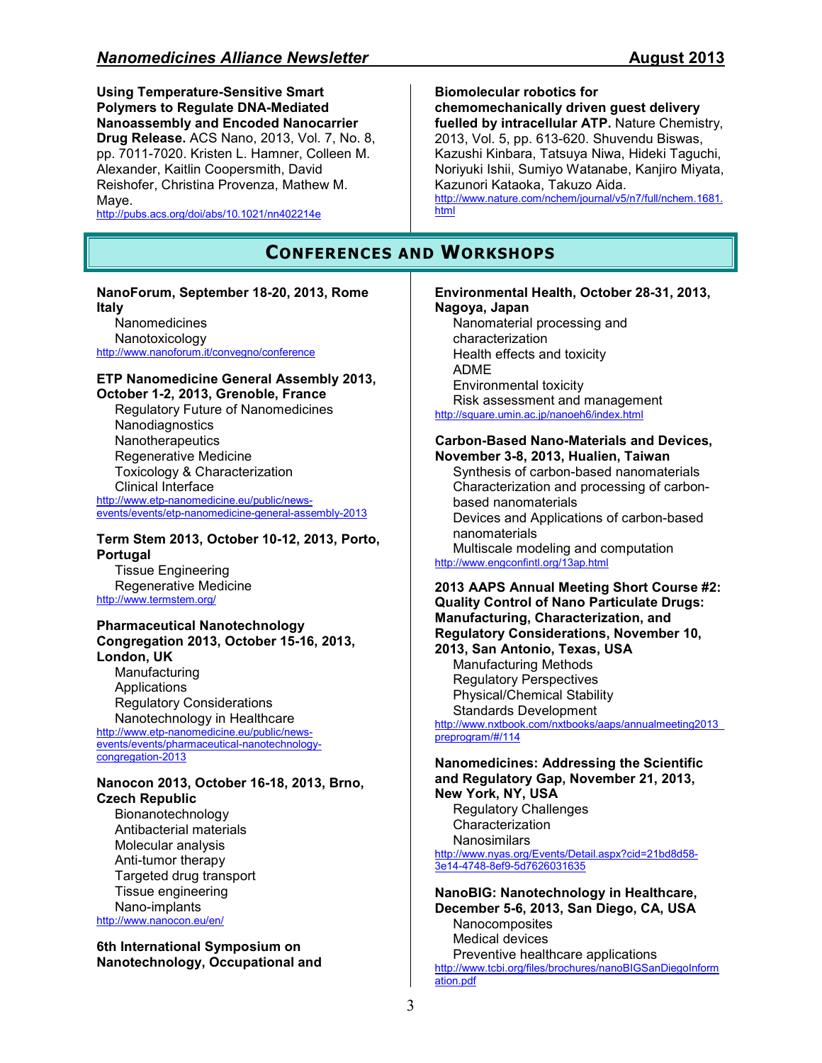**Using Temperature-Sensitive Smart Polymers to Regulate DNA-Mediated Nanoassembly and Encoded Nanocarrier Drug Release.** ACS Nano, 2013, Vol. 7, No. 8, pp. 7011-7020. Kristen L. Hamner, Colleen M. Alexander, Kaitlin Coopersmith, David Reishofer, Christina Provenza, Mathew M. Maye.
http://pubs.acs.org/doi/abs/10.1021/nn402214e

**Biomolecular robotics for chemomechanically driven guest delivery fuelled by intracellular ATP.** Nature Chemistry, 2013, Vol. 5, pp. 613-620. Shuvendu Biswas, Kazushi Kinbara, Tatsuya Niwa, Hideki Taguchi, Noriyuki Ishii, Sumiyo Watanabe, Kanjiro Miyata, Kazunori Kataoka, Takuzo Aida.
http://www.nature.com/nchem/journal/v5/n7/full/nchem.1681.html

## CONFERENCES AND WORKSHOPS

**NanoForum, September 18-20, 2013, Rome Italy**
- Nanomedicines
- Nanotoxicology

http://www.nanoforum.it/convegno/conference

**ETP Nanomedicine General Assembly 2013, October 1-2, 2013, Grenoble, France**
- Regulatory Future of Nanomedicines
- Nanodiagnostics
- Nanotherapeutics
- Regenerative Medicine
- Toxicology & Characterization
- Clinical Interface

http://www.etp-nanomedicine.eu/public/news-events/events/etp-nanomedicine-general-assembly-2013

**Term Stem 2013, October 10-12, 2013, Porto, Portugal**
- Tissue Engineering
- Regenerative Medicine

http://www.termstem.org/

**Pharmaceutical Nanotechnology Congregation 2013, October 15-16, 2013, London, UK**
- Manufacturing
- Applications
- Regulatory Considerations
- Nanotechnology in Healthcare

http://www.etp-nanomedicine.eu/public/news-events/events/pharmaceutical-nanotechnology-congregation-2013

**Nanocon 2013, October 16-18, 2013, Brno, Czech Republic**
- Bionanotechnology
- Antibacterial materials
- Molecular analysis
- Anti-tumor therapy
- Targeted drug transport
- Tissue engineering
- Nano-implants

http://www.nanocon.eu/en/

**6th International Symposium on Nanotechnology, Occupational and Environmental Health, October 28-31, 2013, Nagoya, Japan**
- Nanomaterial processing and characterization
- Health effects and toxicity
- ADME
- Environmental toxicity
- Risk assessment and management

http://square.umin.ac.jp/nanoeh6/index.html

**Carbon-Based Nano-Materials and Devices, November 3-8, 2013, Hualien, Taiwan**
- Synthesis of carbon-based nanomaterials
- Characterization and processing of carbon-based nanomaterials
- Devices and Applications of carbon-based nanomaterials
- Multiscale modeling and computation

http://www.engconfintl.org/13ap.html

**2013 AAPS Annual Meeting Short Course #2: Quality Control of Nano Particulate Drugs: Manufacturing, Characterization, and Regulatory Considerations, November 10, 2013, San Antonio, Texas, USA**
- Manufacturing Methods
- Regulatory Perspectives
- Physical/Chemical Stability
- Standards Development

http://www.nxtbook.com/nxtbooks/aaps/annualmeeting2013_preprogram/#/114

**Nanomedicines: Addressing the Scientific and Regulatory Gap, November 21, 2013, New York, NY, USA**
- Regulatory Challenges
- Characterization
- Nanosimilars

http://www.nyas.org/Events/Detail.aspx?cid=21bd8d58-3e14-4748-8ef9-5d7626031635

**NanoBIG: Nanotechnology in Healthcare, December 5-6, 2013, San Diego, CA, USA**
- Nanocomposites
- Medical devices
- Preventive healthcare applications

http://www.tcbi.org/files/brochures/nanoBIGSanDiegoInformation.pdf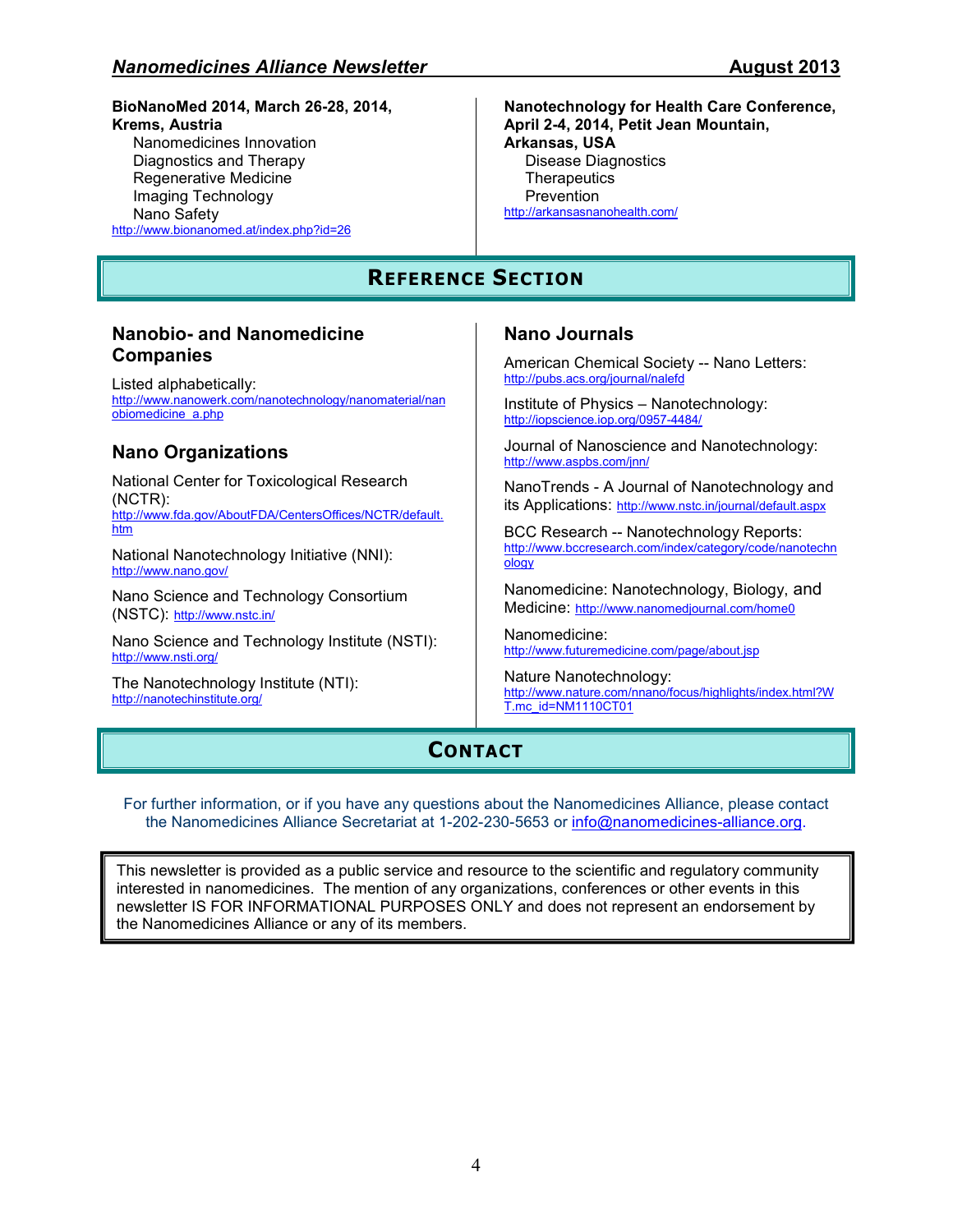**BioNanoMed 2014, March 26-28, 2014, Krems, Austria**

Nanomedicines Innovation
Diagnostics and Therapy
Regenerative Medicine
Imaging Technology
Nano Safety

http://www.bionanomed.at/index.php?id=26

**Nanotechnology for Health Care Conference, April 2-4, 2014, Petit Jean Mountain, Arkansas, USA**

Disease Diagnostics
Therapeutics
Prevention

http://arkansasnanohealth.com/

# REFERENCE SECTION

## Nanobio- and Nanomedicine Companies

Listed alphabetically:
http://www.nanowerk.com/nanotechnology/nanomaterial/nanobiomedicine_a.php

## Nano Organizations

National Center for Toxicological Research (NCTR):
http://www.fda.gov/AboutFDA/CentersOffices/NCTR/default.htm

National Nanotechnology Initiative (NNI):
http://www.nano.gov/

Nano Science and Technology Consortium (NSTC): http://www.nstc.in/

Nano Science and Technology Institute (NSTI):
http://www.nsti.org/

The Nanotechnology Institute (NTI):
http://nanotechinstitute.org/

## Nano Journals

American Chemical Society -- Nano Letters:
http://pubs.acs.org/journal/nalefd

Institute of Physics – Nanotechnology:
http://iopscience.iop.org/0957-4484/

Journal of Nanoscience and Nanotechnology:
http://www.aspbs.com/jnn/

NanoTrends - A Journal of Nanotechnology and its Applications: http://www.nstc.in/journal/default.aspx

BCC Research -- Nanotechnology Reports:
http://www.bccresearch.com/index/category/code/nanotechnology

Nanomedicine: Nanotechnology, Biology, and Medicine: http://www.nanomedjournal.com/home0

Nanomedicine:
http://www.futuremedicine.com/page/about.jsp

Nature Nanotechnology:
http://www.nature.com/nnano/focus/highlights/index.html?WT.mc_id=NM1110CT01

# CONTACT

For further information, or if you have any questions about the Nanomedicines Alliance, please contact the Nanomedicines Alliance Secretariat at 1-202-230-5653 or info@nanomedicines-alliance.org.

This newsletter is provided as a public service and resource to the scientific and regulatory community interested in nanomedicines. The mention of any organizations, conferences or other events in this newsletter IS FOR INFORMATIONAL PURPOSES ONLY and does not represent an endorsement by the Nanomedicines Alliance or any of its members.